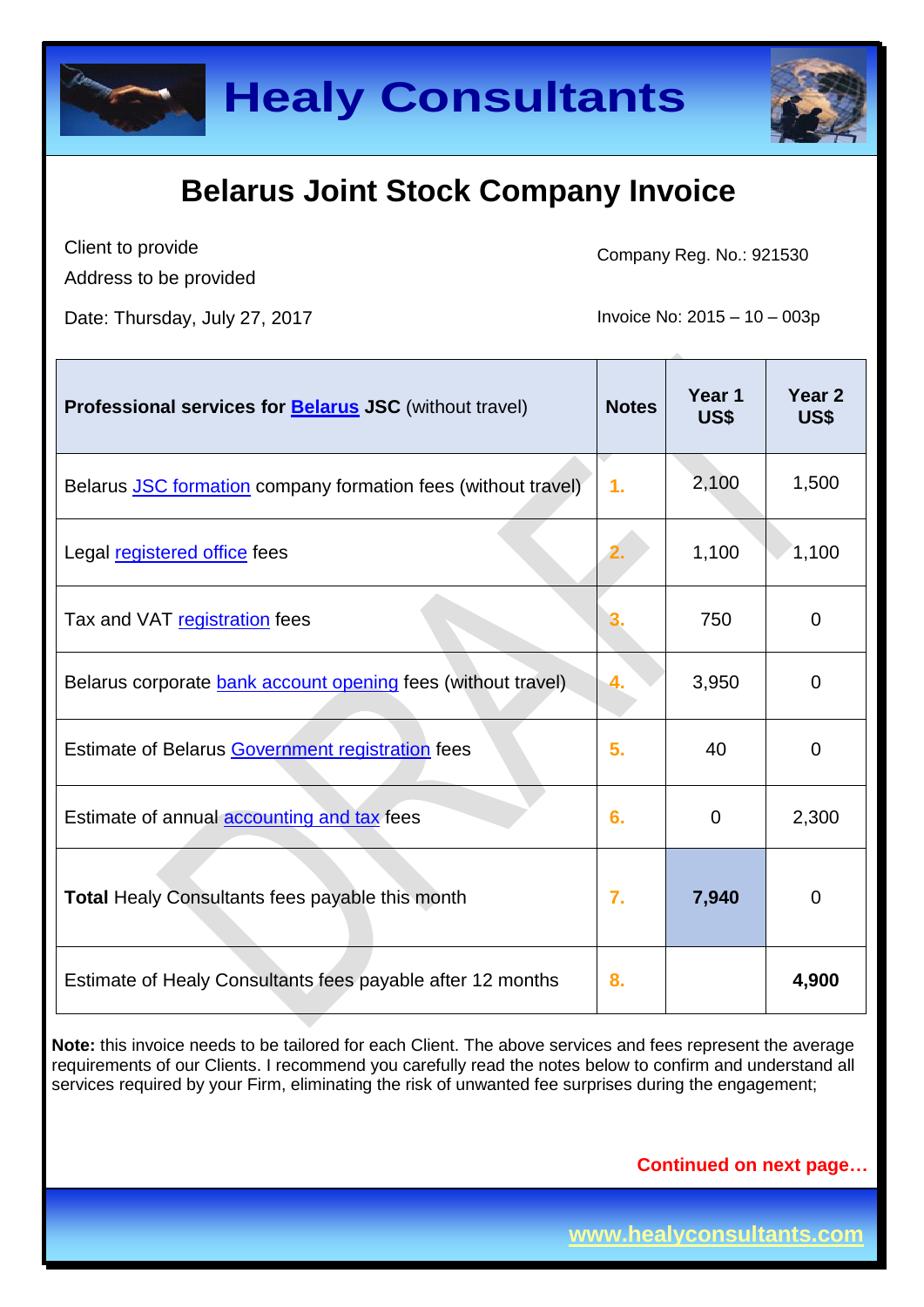# Healy Consultants

## Belarus Joint Stock Company Invoice

Client to provide
Address to be provided

Company Reg. No.: 921530

Date: Thursday, July 27, 2017

Invoice No: 2015 – 10 – 003p

| **Professional services for Belarus JSC** (without travel) | **Notes** | **Year 1 US$** | **Year 2 US$** |
|---|---|---|---|
| Belarus JSC formation company formation fees (without travel) | 1. | 2,100 | 1,500 |
| Legal registered office fees | 2. | 1,100 | 1,100 |
| Tax and VAT registration fees | 3. | 750 | 0 |
| Belarus corporate bank account opening fees (without travel) | 4. | 3,950 | 0 |
| Estimate of Belarus Government registration fees | 5. | 40 | 0 |
| Estimate of annual accounting and tax fees | 6. | 0 | 2,300 |
| **Total** Healy Consultants fees payable this month | 7. | **7,940** | 0 |
| Estimate of Healy Consultants fees payable after 12 months | 8. | | **4,900** |

**Note:** this invoice needs to be tailored for each Client. The above services and fees represent the average requirements of our Clients. I recommend you carefully read the notes below to confirm and understand all services required by your Firm, eliminating the risk of unwanted fee surprises during the engagement;

**Continued on next page…**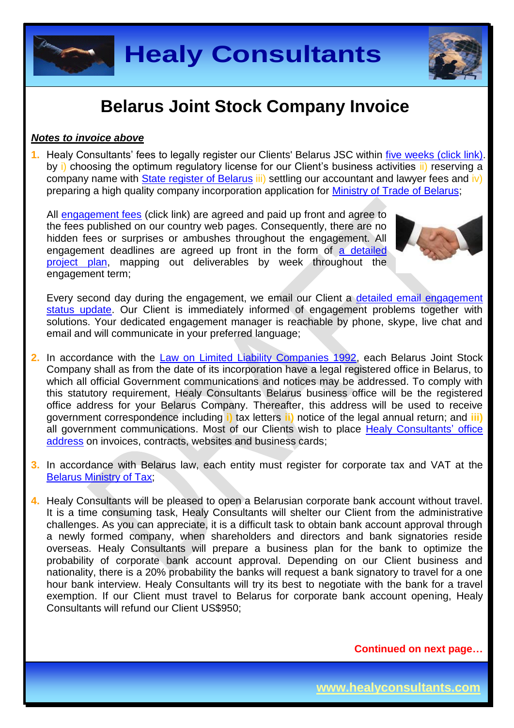# Belarus Joint Stock Company Invoice

***Notes to invoice above***

1. Healy Consultants' fees to legally register our Clients' Belarus JSC within five weeks (click link). by i) choosing the optimum regulatory license for our Client's business activities ii) reserving a company name with State register of Belarus iii) settling our accountant and lawyer fees and iv) preparing a high quality company incorporation application for Ministry of Trade of Belarus;

   All engagement fees (click link) are agreed and paid up front and agree to the fees published on our country web pages. Consequently, there are no hidden fees or surprises or ambushes throughout the engagement. All engagement deadlines are agreed up front in the form of a detailed project plan, mapping out deliverables by week throughout the engagement term;

   Every second day during the engagement, we email our Client a detailed email engagement status update. Our Client is immediately informed of engagement problems together with solutions. Your dedicated engagement manager is reachable by phone, skype, live chat and email and will communicate in your preferred language;

2. In accordance with the Law on Limited Liability Companies 1992, each Belarus Joint Stock Company shall as from the date of its incorporation have a legal registered office in Belarus, to which all official Government communications and notices may be addressed. To comply with this statutory requirement, Healy Consultants Belarus business office will be the registered office address for your Belarus Company. Thereafter, this address will be used to receive government correspondence including **i)** tax letters **ii)** notice of the legal annual return; and **iii)** all government communications. Most of our Clients wish to place Healy Consultants' office address on invoices, contracts, websites and business cards;

3. In accordance with Belarus law, each entity must register for corporate tax and VAT at the Belarus Ministry of Tax;

4. Healy Consultants will be pleased to open a Belarusian corporate bank account without travel. It is a time consuming task, Healy Consultants will shelter our Client from the administrative challenges. As you can appreciate, it is a difficult task to obtain bank account approval through a newly formed company, when shareholders and directors and bank signatories reside overseas. Healy Consultants will prepare a business plan for the bank to optimize the probability of corporate bank account approval. Depending on our Client business and nationality, there is a 20% probability the banks will request a bank signatory to travel for a one hour bank interview. Healy Consultants will try its best to negotiate with the bank for a travel exemption. If our Client must travel to Belarus for corporate bank account opening, Healy Consultants will refund our Client US$950;

**Continued on next page…**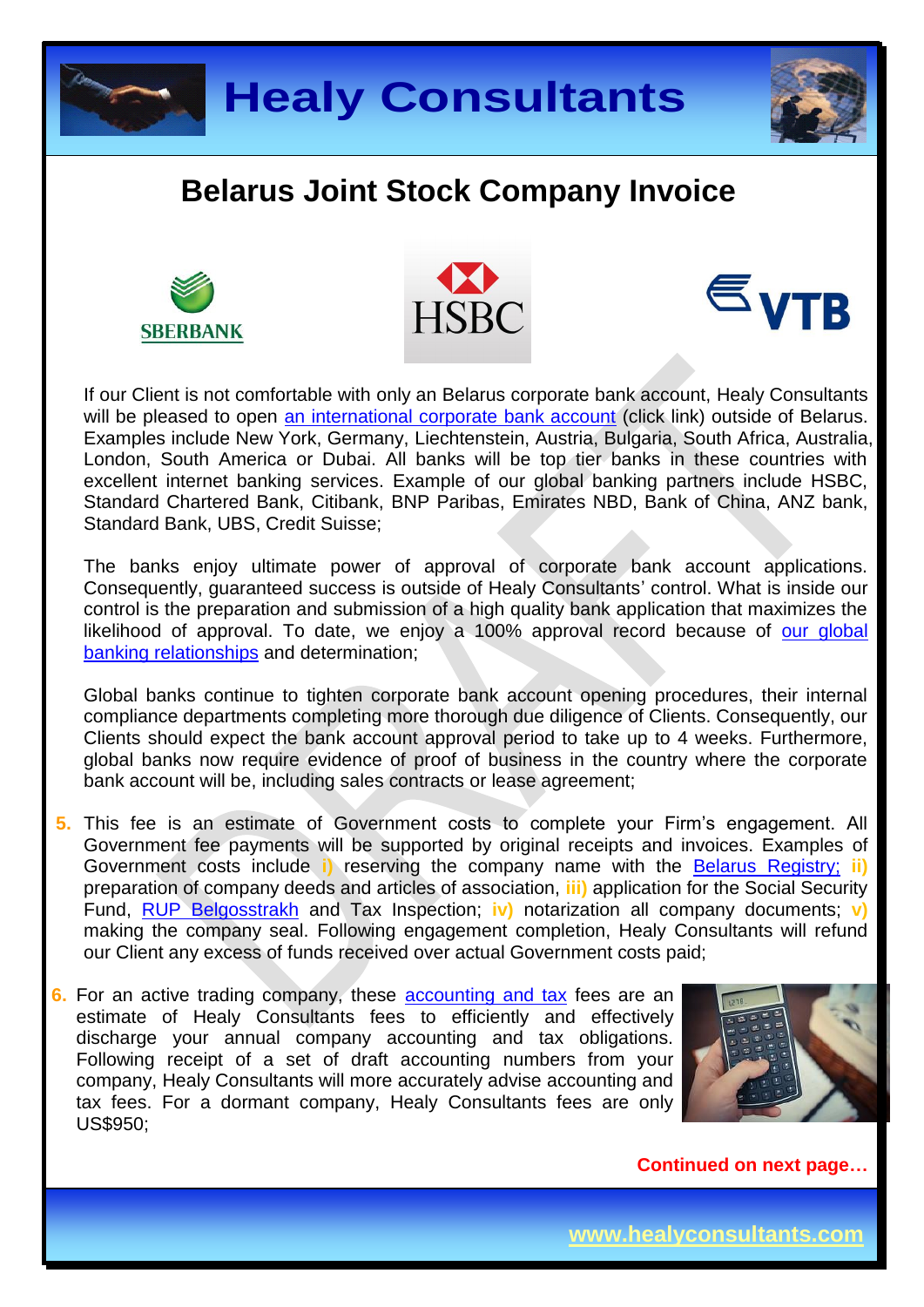# Healy Consultants

## Belarus Joint Stock Company Invoice

If our Client is not comfortable with only an Belarus corporate bank account, Healy Consultants will be pleased to open [an international corporate bank account] (click link) outside of Belarus. Examples include New York, Germany, Liechtenstein, Austria, Bulgaria, South Africa, Australia, London, South America or Dubai. All banks will be top tier banks in these countries with excellent internet banking services. Example of our global banking partners include HSBC, Standard Chartered Bank, Citibank, BNP Paribas, Emirates NBD, Bank of China, ANZ bank, Standard Bank, UBS, Credit Suisse;

The banks enjoy ultimate power of approval of corporate bank account applications. Consequently, guaranteed success is outside of Healy Consultants' control. What is inside our control is the preparation and submission of a high quality bank application that maximizes the likelihood of approval. To date, we enjoy a 100% approval record because of [our global banking relationships] and determination;

Global banks continue to tighten corporate bank account opening procedures, their internal compliance departments completing more thorough due diligence of Clients. Consequently, our Clients should expect the bank account approval period to take up to 4 weeks. Furthermore, global banks now require evidence of proof of business in the country where the corporate bank account will be, including sales contracts or lease agreement;

5. This fee is an estimate of Government costs to complete your Firm's engagement. All Government fee payments will be supported by original receipts and invoices. Examples of Government costs include **i)** reserving the company name with the [Belarus Registry;] **ii)** preparation of company deeds and articles of association, **iii)** application for the Social Security Fund, [RUP Belgosstrakh] and Tax Inspection; **iv)** notarization all company documents; **v)** making the company seal. Following engagement completion, Healy Consultants will refund our Client any excess of funds received over actual Government costs paid;

6. For an active trading company, these [accounting and tax] fees are an estimate of Healy Consultants fees to efficiently and effectively discharge your annual company accounting and tax obligations. Following receipt of a set of draft accounting numbers from your company, Healy Consultants will more accurately advise accounting and tax fees. For a dormant company, Healy Consultants fees are only US$950;

**Continued on next page…**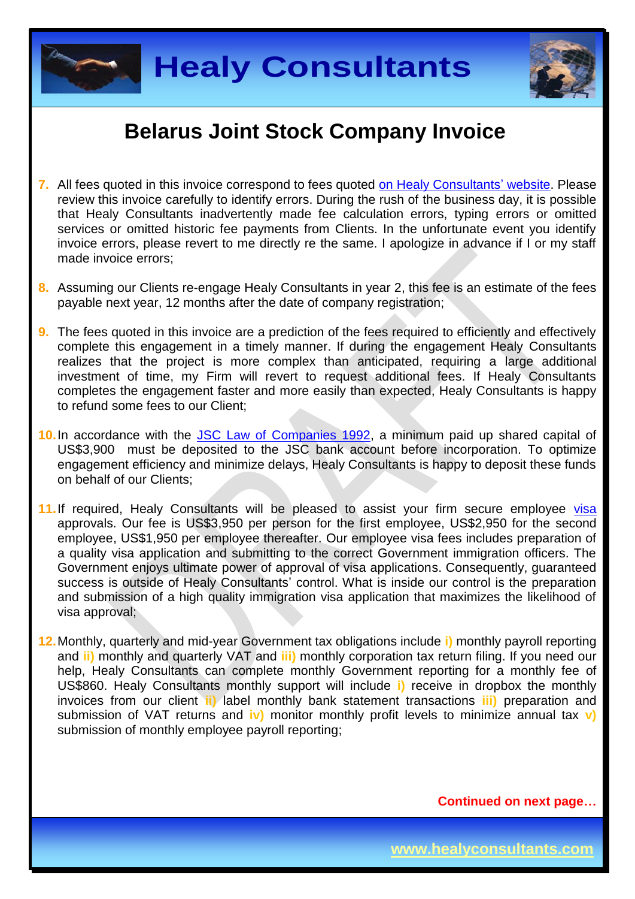# Belarus Joint Stock Company Invoice

7. All fees quoted in this invoice correspond to fees quoted on Healy Consultants' website. Please review this invoice carefully to identify errors. During the rush of the business day, it is possible that Healy Consultants inadvertently made fee calculation errors, typing errors or omitted services or omitted historic fee payments from Clients. In the unfortunate event you identify invoice errors, please revert to me directly re the same. I apologize in advance if I or my staff made invoice errors;

8. Assuming our Clients re-engage Healy Consultants in year 2, this fee is an estimate of the fees payable next year, 12 months after the date of company registration;

9. The fees quoted in this invoice are a prediction of the fees required to efficiently and effectively complete this engagement in a timely manner. If during the engagement Healy Consultants realizes that the project is more complex than anticipated, requiring a large additional investment of time, my Firm will revert to request additional fees. If Healy Consultants completes the engagement faster and more easily than expected, Healy Consultants is happy to refund some fees to our Client;

10. In accordance with the JSC Law of Companies 1992, a minimum paid up shared capital of US$3,900 must be deposited to the JSC bank account before incorporation. To optimize engagement efficiency and minimize delays, Healy Consultants is happy to deposit these funds on behalf of our Clients;

11. If required, Healy Consultants will be pleased to assist your firm secure employee visa approvals. Our fee is US$3,950 per person for the first employee, US$2,950 for the second employee, US$1,950 per employee thereafter. Our employee visa fees includes preparation of a quality visa application and submitting to the correct Government immigration officers. The Government enjoys ultimate power of approval of visa applications. Consequently, guaranteed success is outside of Healy Consultants' control. What is inside our control is the preparation and submission of a high quality immigration visa application that maximizes the likelihood of visa approval;

12. Monthly, quarterly and mid-year Government tax obligations include **i)** monthly payroll reporting and **ii)** monthly and quarterly VAT and **iii)** monthly corporation tax return filing. If you need our help, Healy Consultants can complete monthly Government reporting for a monthly fee of US$860. Healy Consultants monthly support will include **i)** receive in dropbox the monthly invoices from our client **ii)** label monthly bank statement transactions **iii)** preparation and submission of VAT returns and **iv)** monitor monthly profit levels to minimize annual tax **v)** submission of monthly employee payroll reporting;

**Continued on next page…**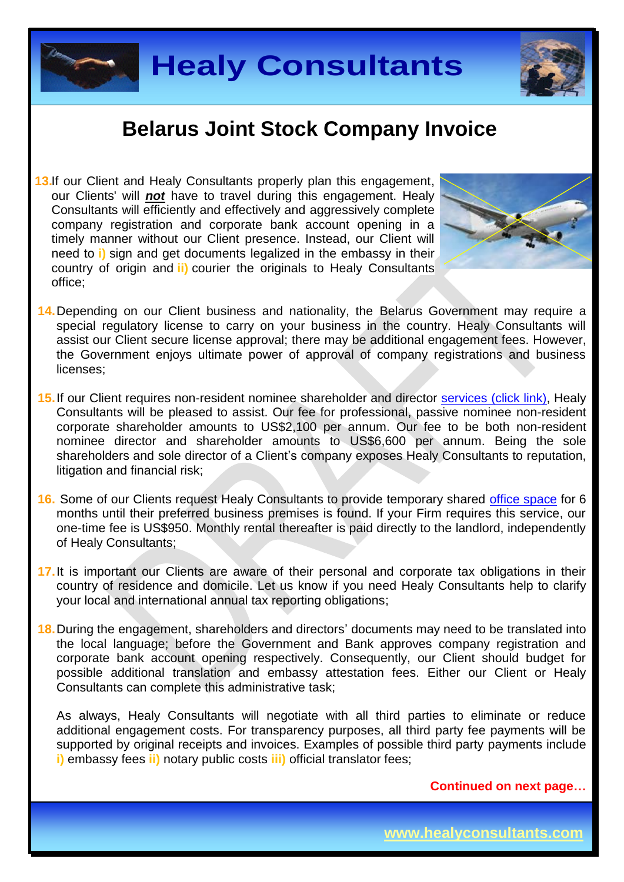# Belarus Joint Stock Company Invoice

13. If our Client and Healy Consultants properly plan this engagement, our Clients' will ***not*** have to travel during this engagement. Healy Consultants will efficiently and effectively and aggressively complete company registration and corporate bank account opening in a timely manner without our Client presence. Instead, our Client will need to **i)** sign and get documents legalized in the embassy in their country of origin and **ii)** courier the originals to Healy Consultants office;

14. Depending on our Client business and nationality, the Belarus Government may require a special regulatory license to carry on your business in the country. Healy Consultants will assist our Client secure license approval; there may be additional engagement fees. However, the Government enjoys ultimate power of approval of company registrations and business licenses;

15. If our Client requires non-resident nominee shareholder and director services (click link), Healy Consultants will be pleased to assist. Our fee for professional, passive nominee non-resident corporate shareholder amounts to US$2,100 per annum. Our fee to be both non-resident nominee director and shareholder amounts to US$6,600 per annum. Being the sole shareholders and sole director of a Client's company exposes Healy Consultants to reputation, litigation and financial risk;

16. Some of our Clients request Healy Consultants to provide temporary shared office space for 6 months until their preferred business premises is found. If your Firm requires this service, our one-time fee is US$950. Monthly rental thereafter is paid directly to the landlord, independently of Healy Consultants;

17. It is important our Clients are aware of their personal and corporate tax obligations in their country of residence and domicile. Let us know if you need Healy Consultants help to clarify your local and international annual tax reporting obligations;

18. During the engagement, shareholders and directors' documents may need to be translated into the local language; before the Government and Bank approves company registration and corporate bank account opening respectively. Consequently, our Client should budget for possible additional translation and embassy attestation fees. Either our Client or Healy Consultants can complete this administrative task;

    As always, Healy Consultants will negotiate with all third parties to eliminate or reduce additional engagement costs. For transparency purposes, all third party fee payments will be supported by original receipts and invoices. Examples of possible third party payments include **i)** embassy fees **ii)** notary public costs **iii)** official translator fees;

**Continued on next page…**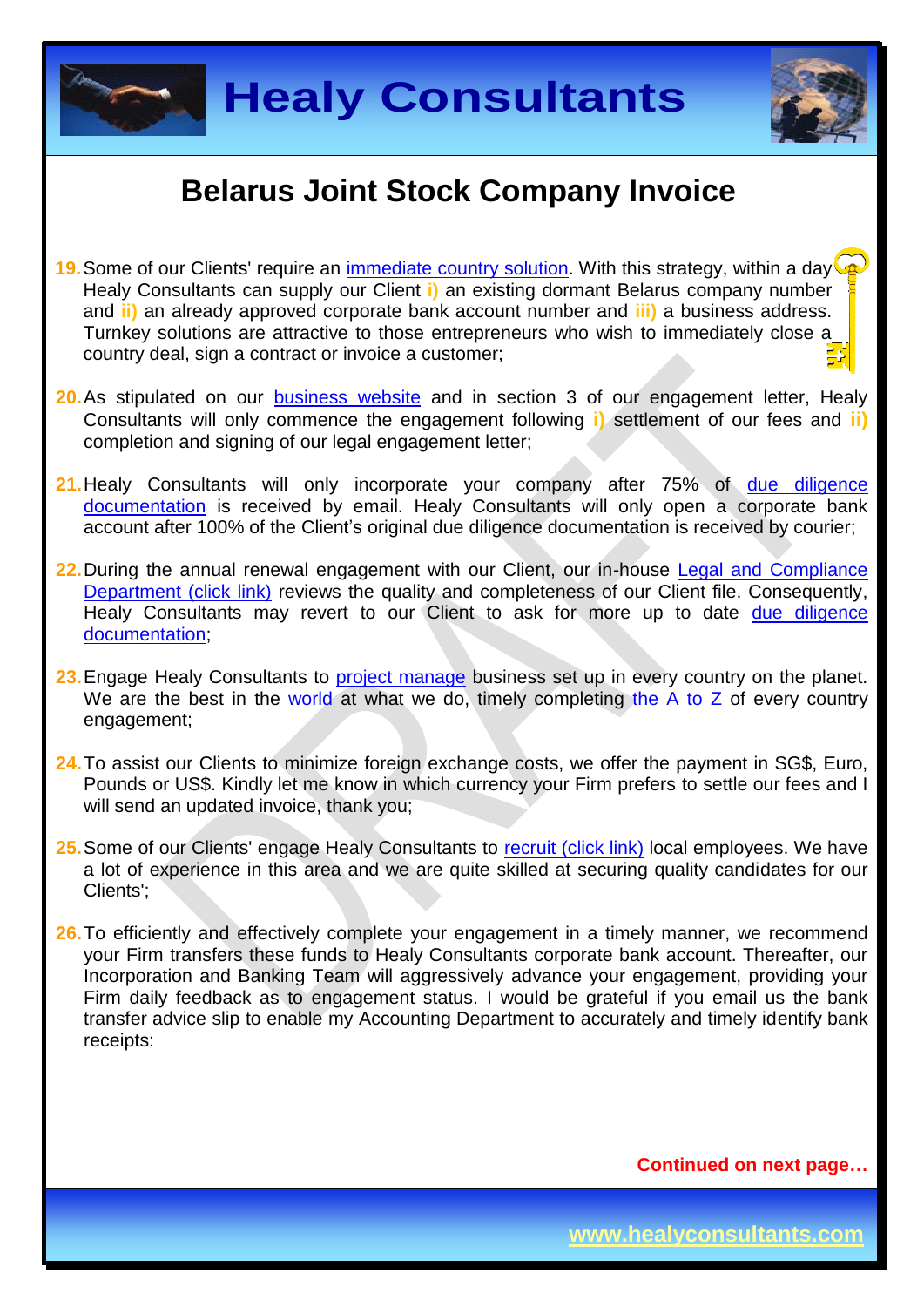## Belarus Joint Stock Company Invoice

19. Some of our Clients' require an immediate country solution. With this strategy, within a day Healy Consultants can supply our Client **i)** an existing dormant Belarus company number and **ii)** an already approved corporate bank account number and **iii)** a business address. Turnkey solutions are attractive to those entrepreneurs who wish to immediately close a country deal, sign a contract or invoice a customer;

20. As stipulated on our business website and in section 3 of our engagement letter, Healy Consultants will only commence the engagement following **i)** settlement of our fees and **ii)** completion and signing of our legal engagement letter;

21. Healy Consultants will only incorporate your company after 75% of due diligence documentation is received by email. Healy Consultants will only open a corporate bank account after 100% of the Client's original due diligence documentation is received by courier;

22. During the annual renewal engagement with our Client, our in-house Legal and Compliance Department (click link) reviews the quality and completeness of our Client file. Consequently, Healy Consultants may revert to our Client to ask for more up to date due diligence documentation;

23. Engage Healy Consultants to project manage business set up in every country on the planet. We are the best in the world at what we do, timely completing the A to Z of every country engagement;

24. To assist our Clients to minimize foreign exchange costs, we offer the payment in SG$, Euro, Pounds or US$. Kindly let me know in which currency your Firm prefers to settle our fees and I will send an updated invoice, thank you;

25. Some of our Clients' engage Healy Consultants to recruit (click link) local employees. We have a lot of experience in this area and we are quite skilled at securing quality candidates for our Clients';

26. To efficiently and effectively complete your engagement in a timely manner, we recommend your Firm transfers these funds to Healy Consultants corporate bank account. Thereafter, our Incorporation and Banking Team will aggressively advance your engagement, providing your Firm daily feedback as to engagement status. I would be grateful if you email us the bank transfer advice slip to enable my Accounting Department to accurately and timely identify bank receipts:

**Continued on next page…**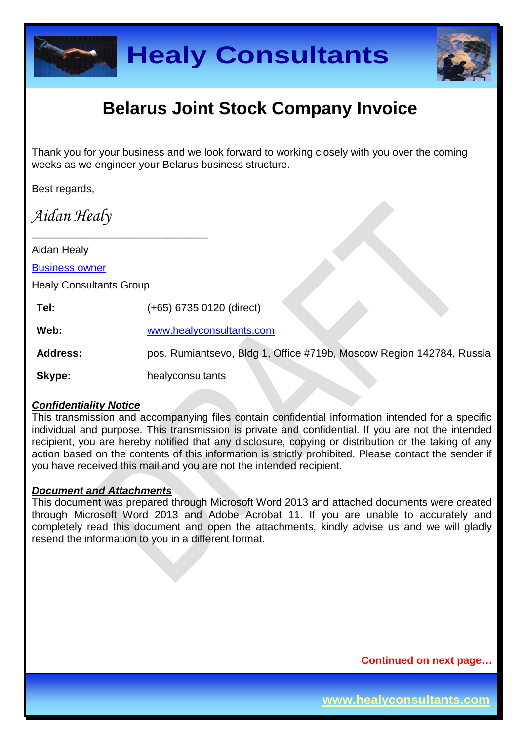# Belarus Joint Stock Company Invoice

Thank you for your business and we look forward to working closely with you over the coming weeks as we engineer your Belarus business structure.

Best regards,

*Aidan Healy*

\_\_\_\_\_\_\_\_\_\_\_\_\_\_\_\_\_\_\_\_\_\_\_\_\_\_\_\_

Aidan Healy

Business owner

Healy Consultants Group

| | |
|---|---|
| **Tel:** | (+65) 6735 0120 (direct) |
| **Web:** | www.healyconsultants.com |
| **Address:** | pos. Rumiantsevo, Bldg 1, Office #719b, Moscow Region 142784, Russia |
| **Skype:** | healyconsultants |

***Confidentiality Notice***

This transmission and accompanying files contain confidential information intended for a specific individual and purpose. This transmission is private and confidential. If you are not the intended recipient, you are hereby notified that any disclosure, copying or distribution or the taking of any action based on the contents of this information is strictly prohibited. Please contact the sender if you have received this mail and you are not the intended recipient.

***Document and Attachments***

This document was prepared through Microsoft Word 2013 and attached documents were created through Microsoft Word 2013 and Adobe Acrobat 11. If you are unable to accurately and completely read this document and open the attachments, kindly advise us and we will gladly resend the information to you in a different format.

**Continued on next page…**